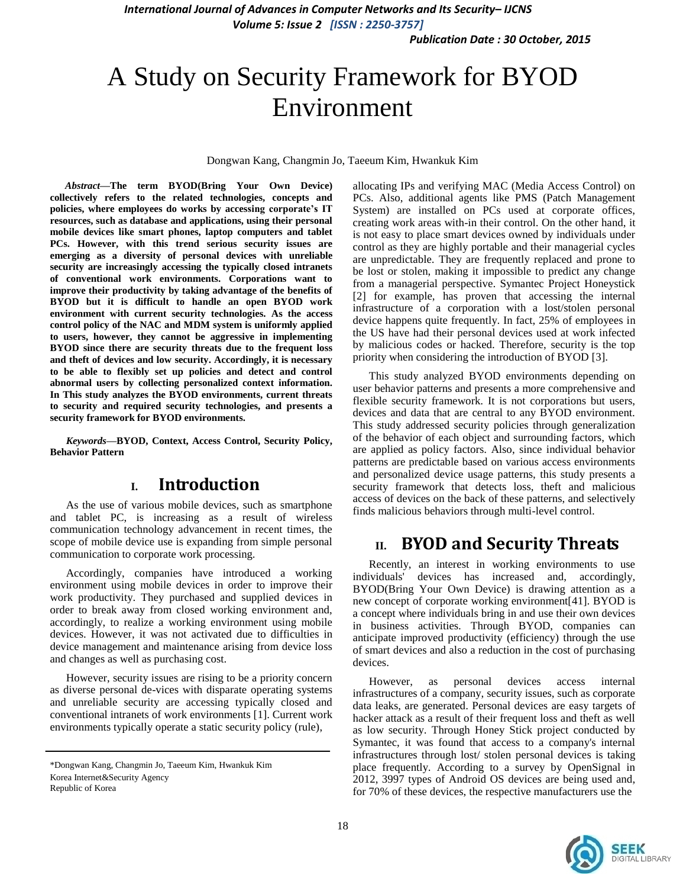# A Study on Security Framework for BYOD Environment

Dongwan Kang, Changmin Jo, Taeeum Kim, Hwankuk Kim

***Abstract*—The term BYOD(Bring Your Own Device) collectively refers to the related technologies, concepts and policies, where employees do works by accessing corporate's IT resources, such as database and applications, using their personal mobile devices like smart phones, laptop computers and tablet PCs. However, with this trend serious security issues are emerging as a diversity of personal devices with unreliable security are increasingly accessing the typically closed intranets of conventional work environments. Corporations want to improve their productivity by taking advantage of the benefits of BYOD but it is difficult to handle an open BYOD work environment with current security technologies. As the access control policy of the NAC and MDM system is uniformly applied to users, however, they cannot be aggressive in implementing BYOD since there are security threats due to the frequent loss and theft of devices and low security. Accordingly, it is necessary to be able to flexibly set up policies and detect and control abnormal users by collecting personalized context information. In This study analyzes the BYOD environments, current threats to security and required security technologies, and presents a security framework for BYOD environments.**

***Keywords*—BYOD, Context, Access Control, Security Policy, Behavior Pattern**

## I. Introduction

As the use of various mobile devices, such as smartphone and tablet PC, is increasing as a result of wireless communication technology advancement in recent times, the scope of mobile device use is expanding from simple personal communication to corporate work processing.

Accordingly, companies have introduced a working environment using mobile devices in order to improve their work productivity. They purchased and supplied devices in order to break away from closed working environment and, accordingly, to realize a working environment using mobile devices. However, it was not activated due to difficulties in device management and maintenance arising from device loss and changes as well as purchasing cost.

However, security issues are rising to be a priority concern as diverse personal de-vices with disparate operating systems and unreliable security are accessing typically closed and conventional intranets of work environments [1]. Current work environments typically operate a static security policy (rule), allocating IPs and verifying MAC (Media Access Control) on PCs. Also, additional agents like PMS (Patch Management System) are installed on PCs used at corporate offices, creating work areas with-in their control. On the other hand, it is not easy to place smart devices owned by individuals under control as they are highly portable and their managerial cycles are unpredictable. They are frequently replaced and prone to be lost or stolen, making it impossible to predict any change from a managerial perspective. Symantec Project Honeystick [2] for example, has proven that accessing the internal infrastructure of a corporation with a lost/stolen personal device happens quite frequently. In fact, 25% of employees in the US have had their personal devices used at work infected by malicious codes or hacked. Therefore, security is the top priority when considering the introduction of BYOD [3].

This study analyzed BYOD environments depending on user behavior patterns and presents a more comprehensive and flexible security framework. It is not corporations but users, devices and data that are central to any BYOD environment. This study addressed security policies through generalization of the behavior of each object and surrounding factors, which are applied as policy factors. Also, since individual behavior patterns are predictable based on various access environments and personalized device usage patterns, this study presents a security framework that detects loss, theft and malicious access of devices on the back of these patterns, and selectively finds malicious behaviors through multi-level control.

## II. BYOD and Security Threats

Recently, an interest in working environments to use individuals' devices has increased and, accordingly, BYOD(Bring Your Own Device) is drawing attention as a new concept of corporate working environment[41]. BYOD is a concept where individuals bring in and use their own devices in business activities. Through BYOD, companies can anticipate improved productivity (efficiency) through the use of smart devices and also a reduction in the cost of purchasing devices.

However, as personal devices access internal infrastructures of a company, security issues, such as corporate data leaks, are generated. Personal devices are easy targets of hacker attack as a result of their frequent loss and theft as well as low security. Through Honey Stick project conducted by Symantec, it was found that access to a company's internal infrastructures through lost/ stolen personal devices is taking place frequently. According to a survey by OpenSignal in 2012, 3997 types of Android OS devices are being used and, for 70% of these devices, the respective manufacturers use the

---

*Dongwan Kang, Changmin Jo, Taeeum Kim, Hwankuk Kim
Korea Internet&Security Agency
Republic of Korea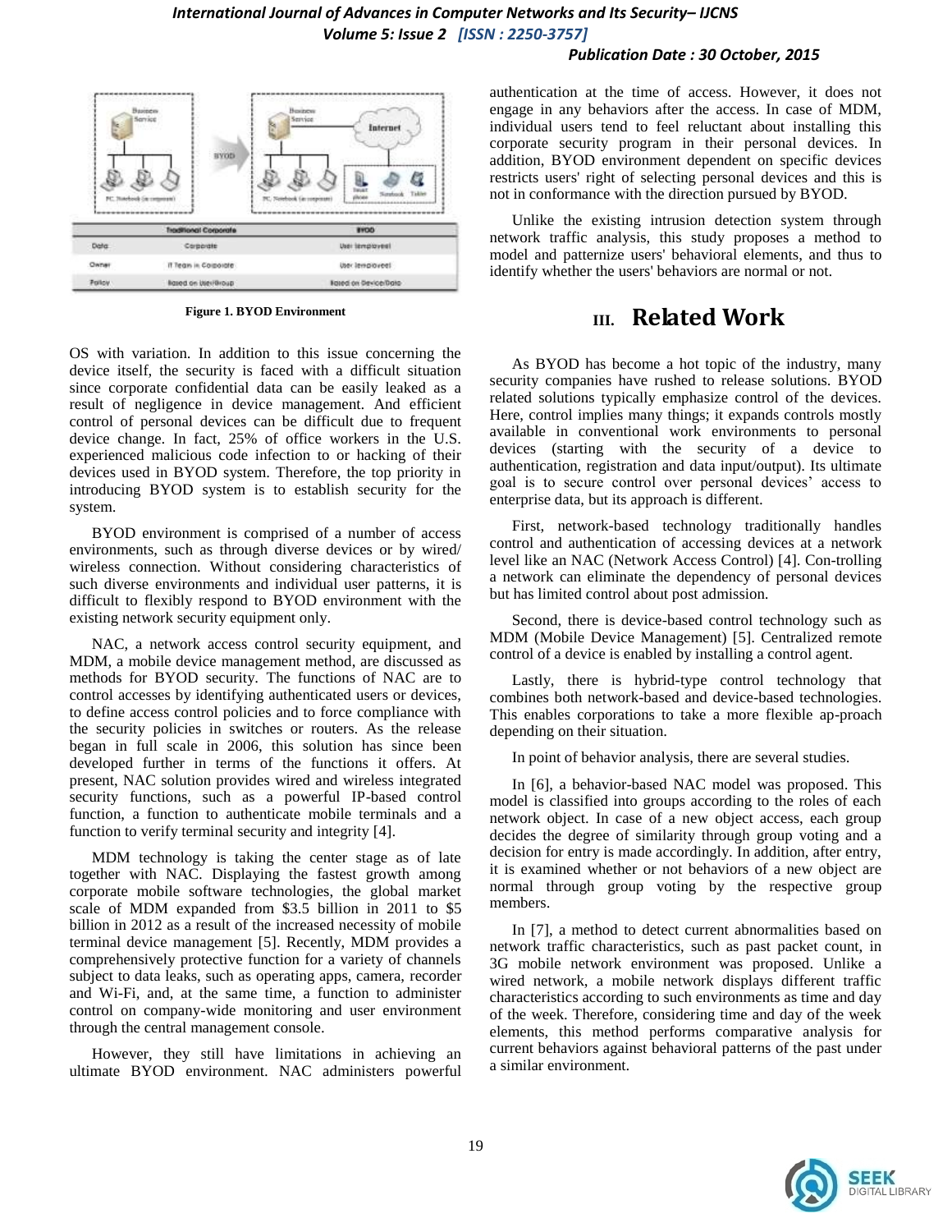| | Traditional Corporate | BYOD |
|---|---|---|
| Data | Corporate | User (employee) |
| Owner | IT Team in Corporate | User (employee) |
| Policy | Based on User/Group | Based on Device/Data |

**Figure 1. BYOD Environment**

OS with variation. In addition to this issue concerning the device itself, the security is faced with a difficult situation since corporate confidential data can be easily leaked as a result of negligence in device management. And efficient control of personal devices can be difficult due to frequent device change. In fact, 25% of office workers in the U.S. experienced malicious code infection to or hacking of their devices used in BYOD system. Therefore, the top priority in introducing BYOD system is to establish security for the system.

BYOD environment is comprised of a number of access environments, such as through diverse devices or by wired/ wireless connection. Without considering characteristics of such diverse environments and individual user patterns, it is difficult to flexibly respond to BYOD environment with the existing network security equipment only.

NAC, a network access control security equipment, and MDM, a mobile device management method, are discussed as methods for BYOD security. The functions of NAC are to control accesses by identifying authenticated users or devices, to define access control policies and to force compliance with the security policies in switches or routers. As the release began in full scale in 2006, this solution has since been developed further in terms of the functions it offers. At present, NAC solution provides wired and wireless integrated security functions, such as a powerful IP-based control function, a function to authenticate mobile terminals and a function to verify terminal security and integrity [4].

MDM technology is taking the center stage as of late together with NAC. Displaying the fastest growth among corporate mobile software technologies, the global market scale of MDM expanded from $3.5 billion in 2011 to $5 billion in 2012 as a result of the increased necessity of mobile terminal device management [5]. Recently, MDM provides a comprehensively protective function for a variety of channels subject to data leaks, such as operating apps, camera, recorder and Wi-Fi, and, at the same time, a function to administer control on company-wide monitoring and user environment through the central management console.

However, they still have limitations in achieving an ultimate BYOD environment. NAC administers powerful authentication at the time of access. However, it does not engage in any behaviors after the access. In case of MDM, individual users tend to feel reluctant about installing this corporate security program in their personal devices. In addition, BYOD environment dependent on specific devices restricts users' right of selecting personal devices and this is not in conformance with the direction pursued by BYOD.

Unlike the existing intrusion detection system through network traffic analysis, this study proposes a method to model and patternize users' behavioral elements, and thus to identify whether the users' behaviors are normal or not.

## III. Related Work

As BYOD has become a hot topic of the industry, many security companies have rushed to release solutions. BYOD related solutions typically emphasize control of the devices. Here, control implies many things; it expands controls mostly available in conventional work environments to personal devices (starting with the security of a device to authentication, registration and data input/output). Its ultimate goal is to secure control over personal devices' access to enterprise data, but its approach is different.

First, network-based technology traditionally handles control and authentication of accessing devices at a network level like an NAC (Network Access Control) [4]. Con-trolling a network can eliminate the dependency of personal devices but has limited control about post admission.

Second, there is device-based control technology such as MDM (Mobile Device Management) [5]. Centralized remote control of a device is enabled by installing a control agent.

Lastly, there is hybrid-type control technology that combines both network-based and device-based technologies. This enables corporations to take a more flexible ap-proach depending on their situation.

In point of behavior analysis, there are several studies.

In [6], a behavior-based NAC model was proposed. This model is classified into groups according to the roles of each network object. In case of a new object access, each group decides the degree of similarity through group voting and a decision for entry is made accordingly. In addition, after entry, it is examined whether or not behaviors of a new object are normal through group voting by the respective group members.

In [7], a method to detect current abnormalities based on network traffic characteristics, such as past packet count, in 3G mobile network environment was proposed. Unlike a wired network, a mobile network displays different traffic characteristics according to such environments as time and day of the week. Therefore, considering time and day of the week elements, this method performs comparative analysis for current behaviors against behavioral patterns of the past under a similar environment.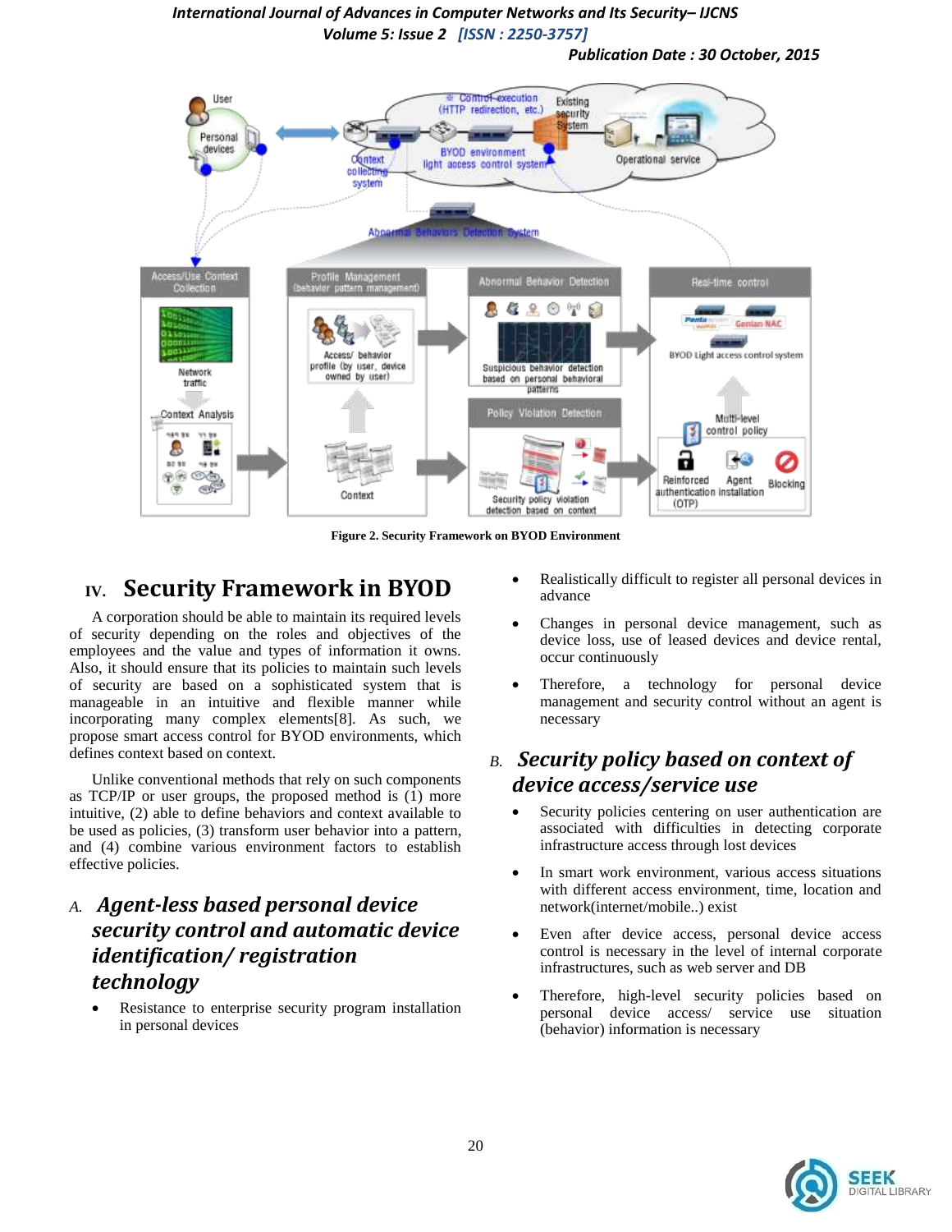Figure 2. Security Framework on BYOD Environment

## IV. Security Framework in BYOD

A corporation should be able to maintain its required levels of security depending on the roles and objectives of the employees and the value and types of information it owns. Also, it should ensure that its policies to maintain such levels of security are based on a sophisticated system that is manageable in an intuitive and flexible manner while incorporating many complex elements[8]. As such, we propose smart access control for BYOD environments, which defines context based on context.

Unlike conventional methods that rely on such components as TCP/IP or user groups, the proposed method is (1) more intuitive, (2) able to define behaviors and context available to be used as policies, (3) transform user behavior into a pattern, and (4) combine various environment factors to establish effective policies.

### A. *Agent-less based personal device security control and automatic device identification/ registration technology*

- Resistance to enterprise security program installation in personal devices
- Realistically difficult to register all personal devices in advance
- Changes in personal device management, such as device loss, use of leased devices and device rental, occur continuously
- Therefore, a technology for personal device management and security control without an agent is necessary

### B. *Security policy based on context of device access/service use*

- Security policies centering on user authentication are associated with difficulties in detecting corporate infrastructure access through lost devices
- In smart work environment, various access situations with different access environment, time, location and network(internet/mobile..) exist
- Even after device access, personal device access control is necessary in the level of internal corporate infrastructures, such as web server and DB
- Therefore, high-level security policies based on personal device access/ service use situation (behavior) information is necessary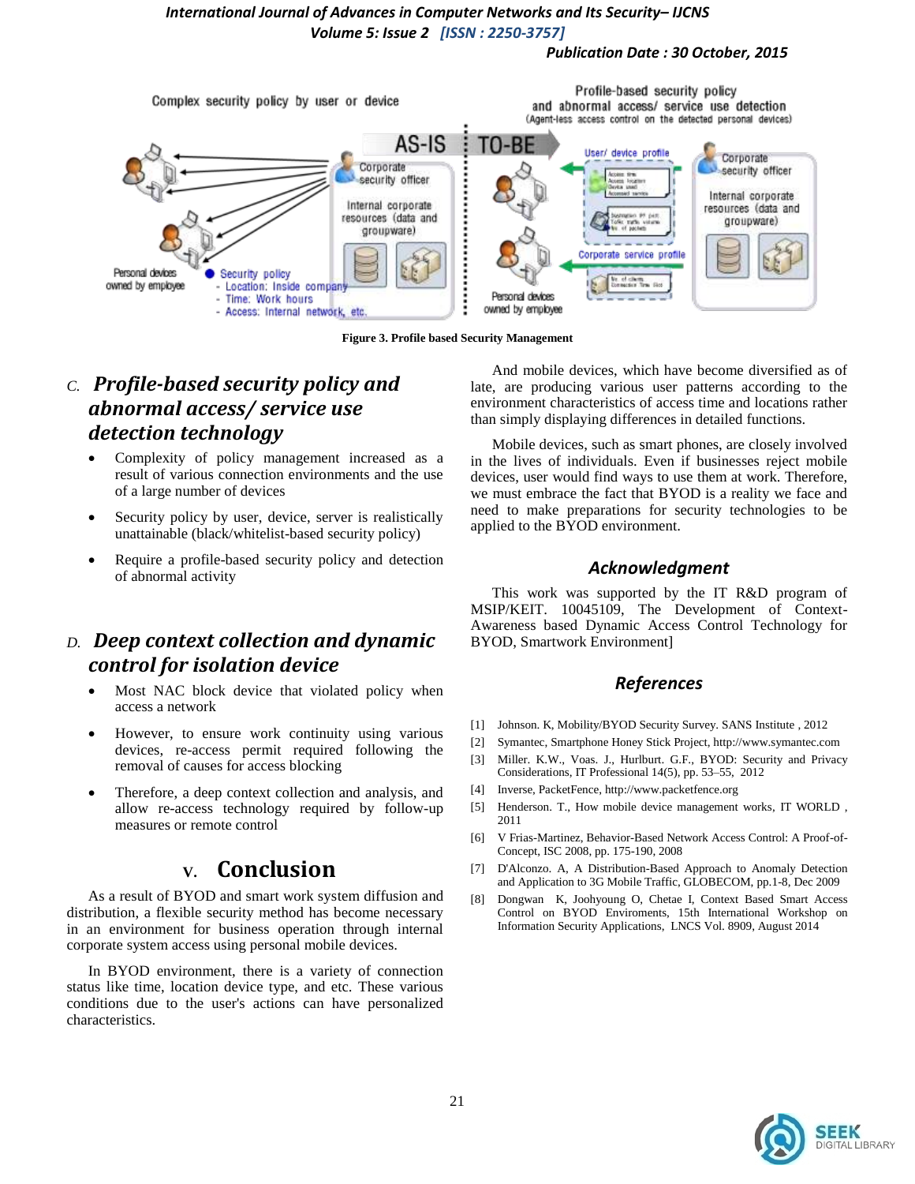Complex security policy by user or device

AS-IS

TO-BE

Profile-based security policy and abnormal access/ service use detection (Agent-less access control on the detected personal devices)

Corporate security officer

Internal corporate resources (data and groupware)

Personal devices owned by employee

Security policy
- Location: Inside company
- Time: Work hours
- Access: Internal network, etc.

User/ device profile

Corporate service profile

Personal devices owned by employee

Corporate security officer

Internal corporate resources (data and groupware)

**Figure 3. Profile based Security Management**

### C. *Profile-based security policy and abnormal access/ service use detection technology*

- Complexity of policy management increased as a result of various connection environments and the use of a large number of devices
- Security policy by user, device, server is realistically unattainable (black/whitelist-based security policy)
- Require a profile-based security policy and detection of abnormal activity

### D. *Deep context collection and dynamic control for isolation device*

- Most NAC block device that violated policy when access a network
- However, to ensure work continuity using various devices, re-access permit required following the removal of causes for access blocking
- Therefore, a deep context collection and analysis, and allow re-access technology required by follow-up measures or remote control

## V. Conclusion

As a result of BYOD and smart work system diffusion and distribution, a flexible security method has become necessary in an environment for business operation through internal corporate system access using personal mobile devices.

In BYOD environment, there is a variety of connection status like time, location device type, and etc. These various conditions due to the user's actions can have personalized characteristics.

And mobile devices, which have become diversified as of late, are producing various user patterns according to the environment characteristics of access time and locations rather than simply displaying differences in detailed functions.

Mobile devices, such as smart phones, are closely involved in the lives of individuals. Even if businesses reject mobile devices, user would find ways to use them at work. Therefore, we must embrace the fact that BYOD is a reality we face and need to make preparations for security technologies to be applied to the BYOD environment.

## Acknowledgment

This work was supported by the IT R&D program of MSIP/KEIT. 10045109, The Development of Context-Awareness based Dynamic Access Control Technology for BYOD, Smartwork Environment]

## References

[1] Johnson. K, Mobility/BYOD Security Survey. SANS Institute , 2012

[2] Symantec, Smartphone Honey Stick Project, http://www.symantec.com

[3] Miller. K.W., Voas. J., Hurlburt. G.F., BYOD: Security and Privacy Considerations, IT Professional 14(5), pp. 53–55, 2012

[4] Inverse, PacketFence, http://www.packetfence.org

[5] Henderson. T., How mobile device management works, IT WORLD , 2011

[6] V Frias-Martinez, Behavior-Based Network Access Control: A Proof-of-Concept, ISC 2008, pp. 175-190, 2008

[7] D'Alconzo. A, A Distribution-Based Approach to Anomaly Detection and Application to 3G Mobile Traffic, GLOBECOM, pp.1-8, Dec 2009

[8] Dongwan K, Joohyoung O, Chetae I, Context Based Smart Access Control on BYOD Enviroments, 15th International Workshop on Information Security Applications, LNCS Vol. 8909, August 2014